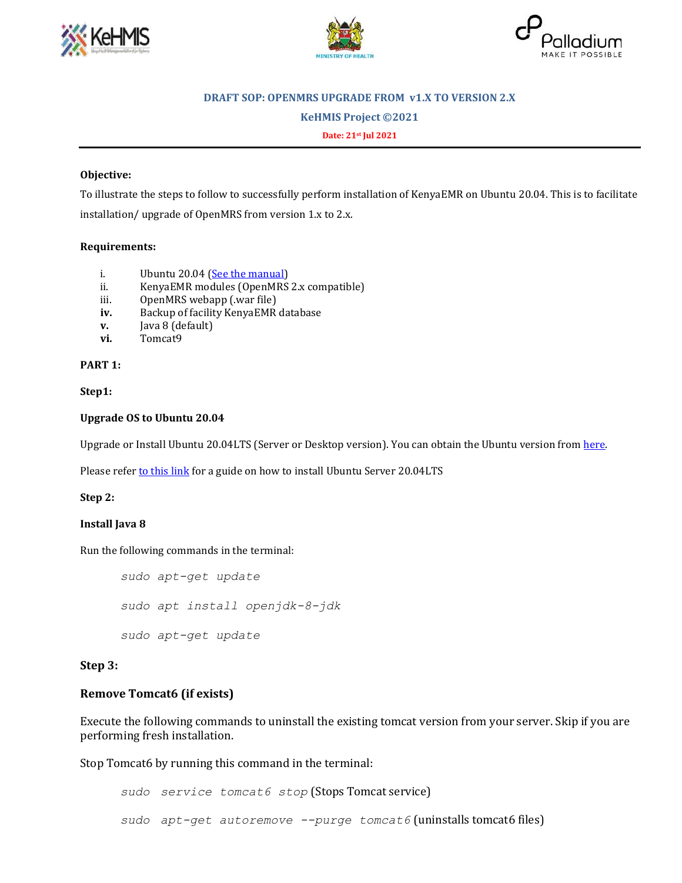**DRAFT SOP: OPENMRS UPGRADE FROM v1.X TO VERSION 2.X**

**KeHMIS Project ©2021**

**Date: 21st Jul 2021**

**Objective:**

To illustrate the steps to follow to successfully perform installation of KenyaEMR on Ubuntu 20.04. This is to facilitate installation/ upgrade of OpenMRS from version 1.x to 2.x.

**Requirements:**

i. Ubuntu 20.04 ([See the manual]())
ii. KenyaEMR modules (OpenMRS 2.x compatible)
iii. OpenMRS webapp (.war file)
**iv.** Backup of facility KenyaEMR database
**v.** Java 8 (default)
**vi.** Tomcat9

**PART 1:**

**Step1:**

**Upgrade OS to Ubuntu 20.04**

Upgrade or Install Ubuntu 20.04LTS (Server or Desktop version). You can obtain the Ubuntu version from [here]().

Please refer [to this link]() for a guide on how to install Ubuntu Server 20.04LTS

**Step 2:**

**Install Java 8**

Run the following commands in the terminal:

```
sudo apt-get update

sudo apt install openjdk-8-jdk

sudo apt-get update
```

**Step 3:**

**Remove Tomcat6 (if exists)**

Execute the following commands to uninstall the existing tomcat version from your server. Skip if you are performing fresh installation.

Stop Tomcat6 by running this command in the terminal:

*sudo service tomcat6 stop* (Stops Tomcat service)

*sudo apt-get autoremove --purge tomcat6* (uninstalls tomcat6 files)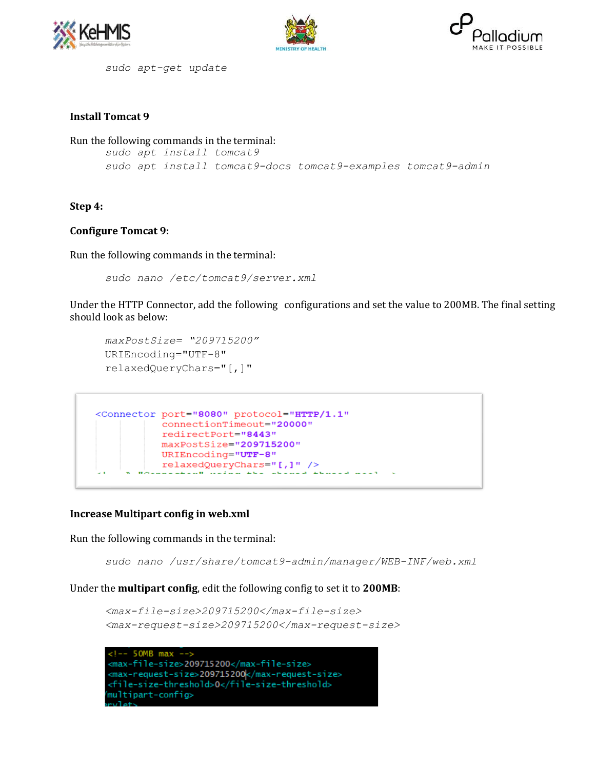```
sudo apt-get update
```

**Install Tomcat 9**

Run the following commands in the terminal:

```
sudo apt install tomcat9
sudo apt install tomcat9-docs tomcat9-examples tomcat9-admin
```

**Step 4:**

**Configure Tomcat 9:**

Run the following commands in the terminal:

```
sudo nano /etc/tomcat9/server.xml
```

Under the HTTP Connector, add the following configurations and set the value to 200MB. The final setting should look as below:

```
maxPostSize= "209715200"
URIEncoding="UTF-8"
relaxedQueryChars="[,]"
```

```
<Connector port="8080" protocol="HTTP/1.1"
           connectionTimeout="20000"
           redirectPort="8443"
           maxPostSize="209715200"
           URIEncoding="UTF-8"
           relaxedQueryChars="[,]" />
```

**Increase Multipart config in web.xml**

Run the following commands in the terminal:

```
sudo nano /usr/share/tomcat9-admin/manager/WEB-INF/web.xml
```

Under the **multipart config**, edit the following config to set it to **200MB**:

```
<max-file-size>209715200</max-file-size>
<max-request-size>209715200</max-request-size>
```

```
<!-- 50MB max -->
<max-file-size>209715200</max-file-size>
<max-request-size>209715200</max-request-size>
<file-size-threshold>0</file-size-threshold>
/multipart-config>
```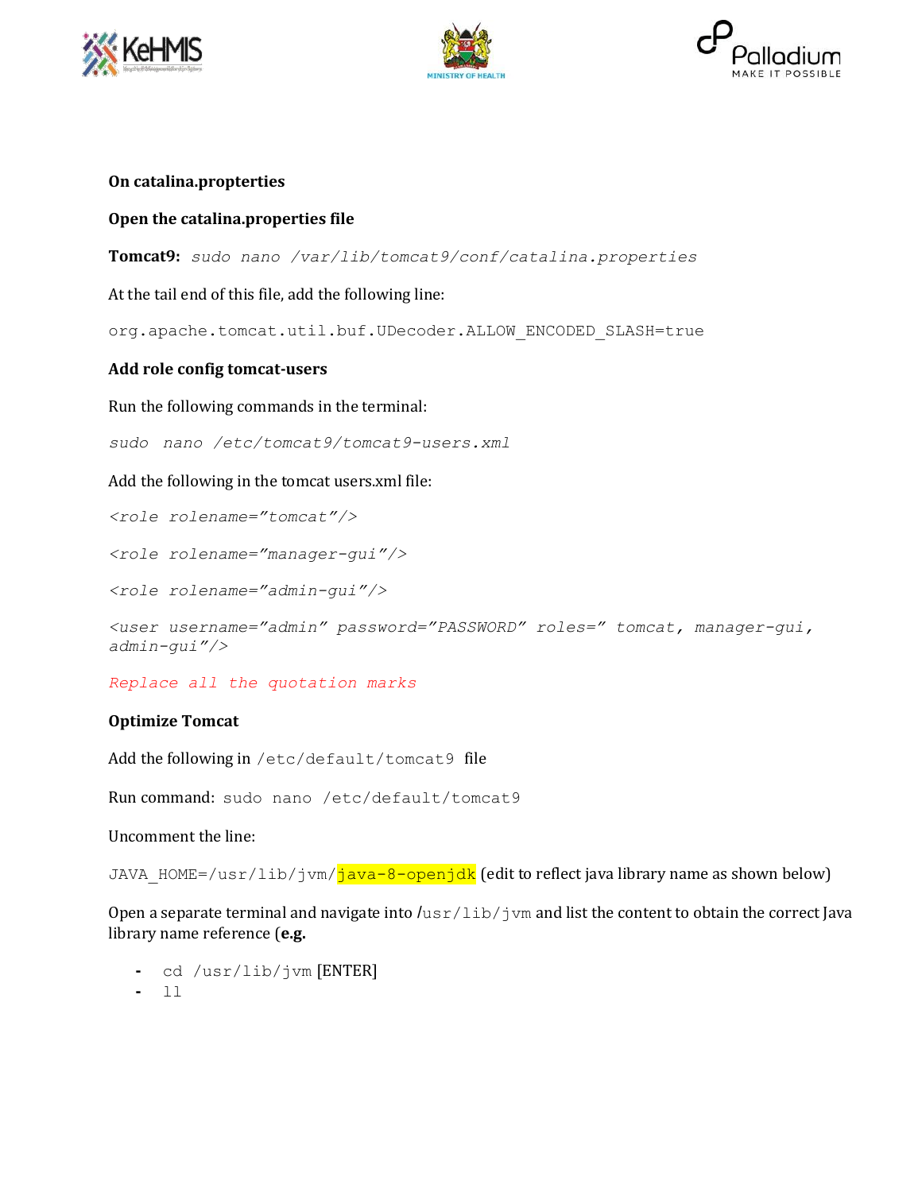**On catalina.propterties**

**Open the catalina.properties file**

**Tomcat9:** *sudo nano /var/lib/tomcat9/conf/catalina.properties*

At the tail end of this file, add the following line:

```
org.apache.tomcat.util.buf.UDecoder.ALLOW_ENCODED_SLASH=true
```

**Add role config tomcat-users**

Run the following commands in the terminal:

*sudo nano /etc/tomcat9/tomcat9-users.xml*

Add the following in the tomcat users.xml file:

```
<role rolename="tomcat"/>

<role rolename="manager-gui"/>

<role rolename="admin-gui"/>

<user username="admin" password="PASSWORD" roles=" tomcat, manager-gui, admin-gui"/>
```

*Replace all the quotation marks*

**Optimize Tomcat**

Add the following in `/etc/default/tomcat9` file

Run command: `sudo nano /etc/default/tomcat9`

Uncomment the line:

`JAVA_HOME=/usr/lib/jvm/java-8-openjdk` (edit to reflect java library name as shown below)

Open a separate terminal and navigate into /`usr/lib/jvm` and list the content to obtain the correct Java library name reference (**e.g.**

- `cd /usr/lib/jvm` [ENTER]
- `ll`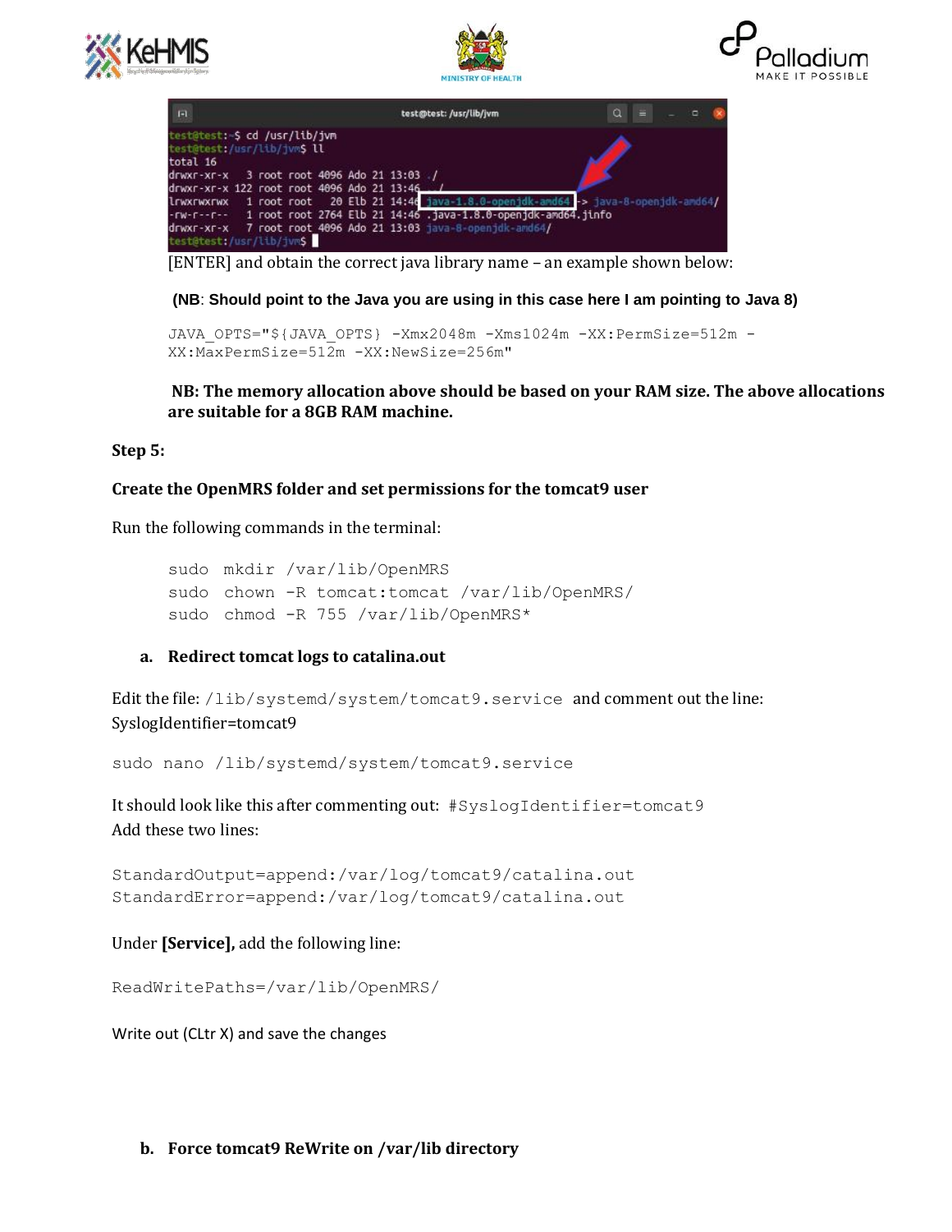```
test@test:~$ cd /usr/lib/jvm
test@test:/usr/lib/jvm$ ll
total 16
drwxr-xr-x   3 root root 4096 Ado 21 13:03 ./
drwxr-xr-x 122 root root 4096 Ado 21 13:46 ../
lrwxrwxrwx   1 root root   20 Elb 21 14:46 java-1.8.0-openjdk-amd64 -> java-8-openjdk-amd64/
-rw-r--r--   1 root root 2764 Elb 21 14:46 .java-1.8.0-openjdk-amd64.jinfo
drwxr-xr-x   7 root root 4096 Ado 21 13:03 java-8-openjdk-amd64/
test@test:/usr/lib/jvm$
```

[ENTER] and obtain the correct java library name – an example shown below:

**(NB: Should point to the Java you are using in this case here I am pointing to Java 8)**

```
JAVA_OPTS="${JAVA_OPTS} -Xmx2048m -Xms1024m -XX:PermSize=512m -XX:MaxPermSize=512m -XX:NewSize=256m"
```

**NB: The memory allocation above should be based on your RAM size. The above allocations are suitable for a 8GB RAM machine.**

**Step 5:**

**Create the OpenMRS folder and set permissions for the tomcat9 user**

Run the following commands in the terminal:

```
sudo mkdir /var/lib/OpenMRS
sudo chown -R tomcat:tomcat /var/lib/OpenMRS/
sudo chmod -R 755 /var/lib/OpenMRS*
```

**a. Redirect tomcat logs to catalina.out**

Edit the file: `/lib/systemd/system/tomcat9.service` and comment out the line: SyslogIdentifier=tomcat9

```
sudo nano /lib/systemd/system/tomcat9.service
```

It should look like this after commenting out: `#SyslogIdentifier=tomcat9`
Add these two lines:

```
StandardOutput=append:/var/log/tomcat9/catalina.out
StandardError=append:/var/log/tomcat9/catalina.out
```

Under **[Service],** add the following line:

```
ReadWritePaths=/var/lib/OpenMRS/
```

Write out (CLtr X) and save the changes

**b. Force tomcat9 ReWrite on /var/lib directory**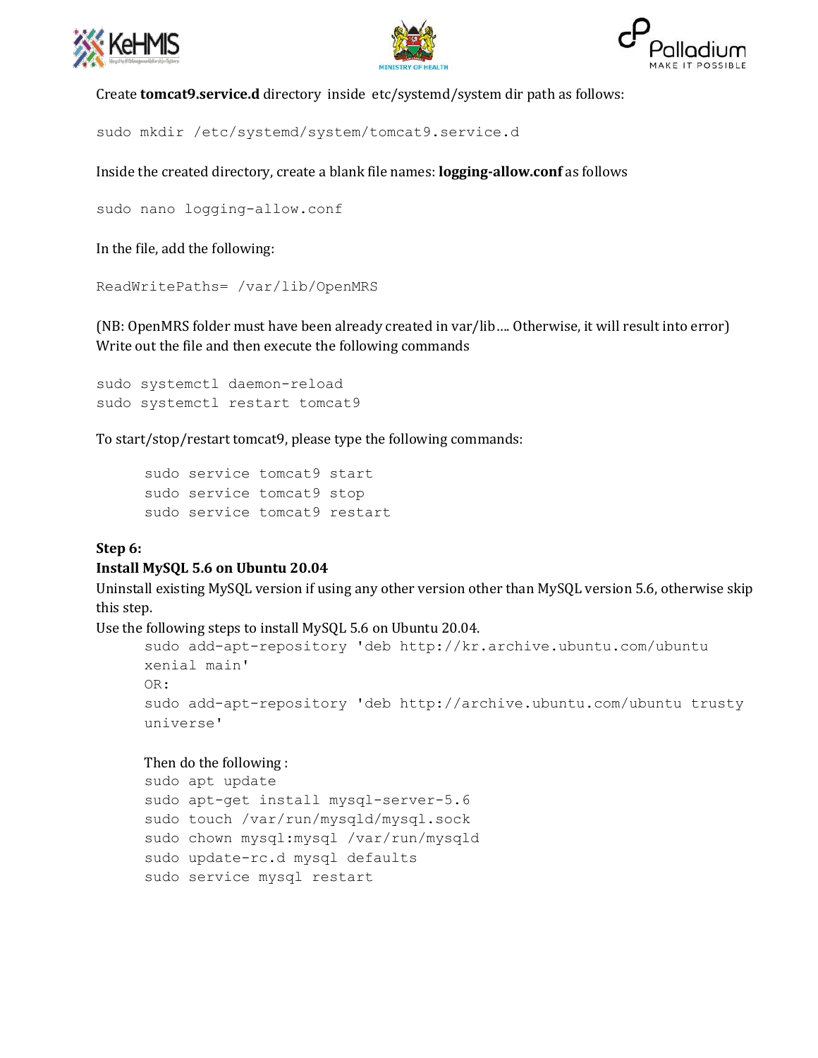Create **tomcat9.service.d** directory inside etc/systemd/system dir path as follows:

```
sudo mkdir /etc/systemd/system/tomcat9.service.d
```

Inside the created directory, create a blank file names: **logging-allow.conf** as follows

```
sudo nano logging-allow.conf
```

In the file, add the following:

```
ReadWritePaths= /var/lib/OpenMRS
```

(NB: OpenMRS folder must have been already created in var/lib…. Otherwise, it will result into error)
Write out the file and then execute the following commands

```
sudo systemctl daemon-reload
sudo systemctl restart tomcat9
```

To start/stop/restart tomcat9, please type the following commands:

```
sudo service tomcat9 start
sudo service tomcat9 stop
sudo service tomcat9 restart
```

**Step 6:**
**Install MySQL 5.6 on Ubuntu 20.04**

Uninstall existing MySQL version if using any other version other than MySQL version 5.6, otherwise skip this step.

Use the following steps to install MySQL 5.6 on Ubuntu 20.04.

```
sudo add-apt-repository 'deb http://kr.archive.ubuntu.com/ubuntu xenial main'
OR:
sudo add-apt-repository 'deb http://archive.ubuntu.com/ubuntu trusty universe'
```

Then do the following :

```
sudo apt update
sudo apt-get install mysql-server-5.6
sudo touch /var/run/mysqld/mysql.sock
sudo chown mysql:mysql /var/run/mysqld
sudo update-rc.d mysql defaults
sudo service mysql restart
```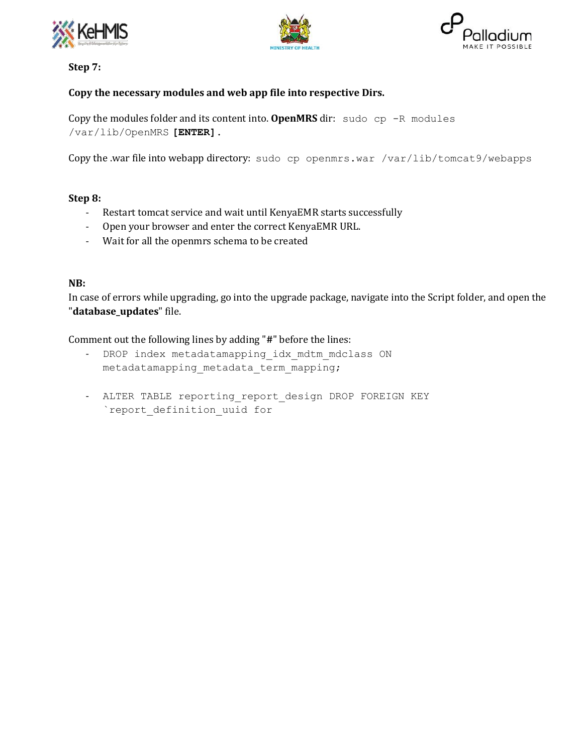**Step 7:**

**Copy the necessary modules and web app file into respective Dirs.**

Copy the modules folder and its content into. **OpenMRS** dir: `sudo cp -R modules /var/lib/OpenMRS` **[ENTER].**

Copy the .war file into webapp directory: `sudo cp openmrs.war /var/lib/tomcat9/webapps`

**Step 8:**

- Restart tomcat service and wait until KenyaEMR starts successfully
- Open your browser and enter the correct KenyaEMR URL.
- Wait for all the openmrs schema to be created

**NB:**

In case of errors while upgrading, go into the upgrade package, navigate into the Script folder, and open the "**database_updates**" file.

Comment out the following lines by adding "**#**" before the lines:

- `DROP index metadatamapping_idx_mdtm_mdclass ON metadatamapping_metadata_term_mapping;`
- ``ALTER TABLE reporting_report_design DROP FOREIGN KEY `report_definition_uuid for``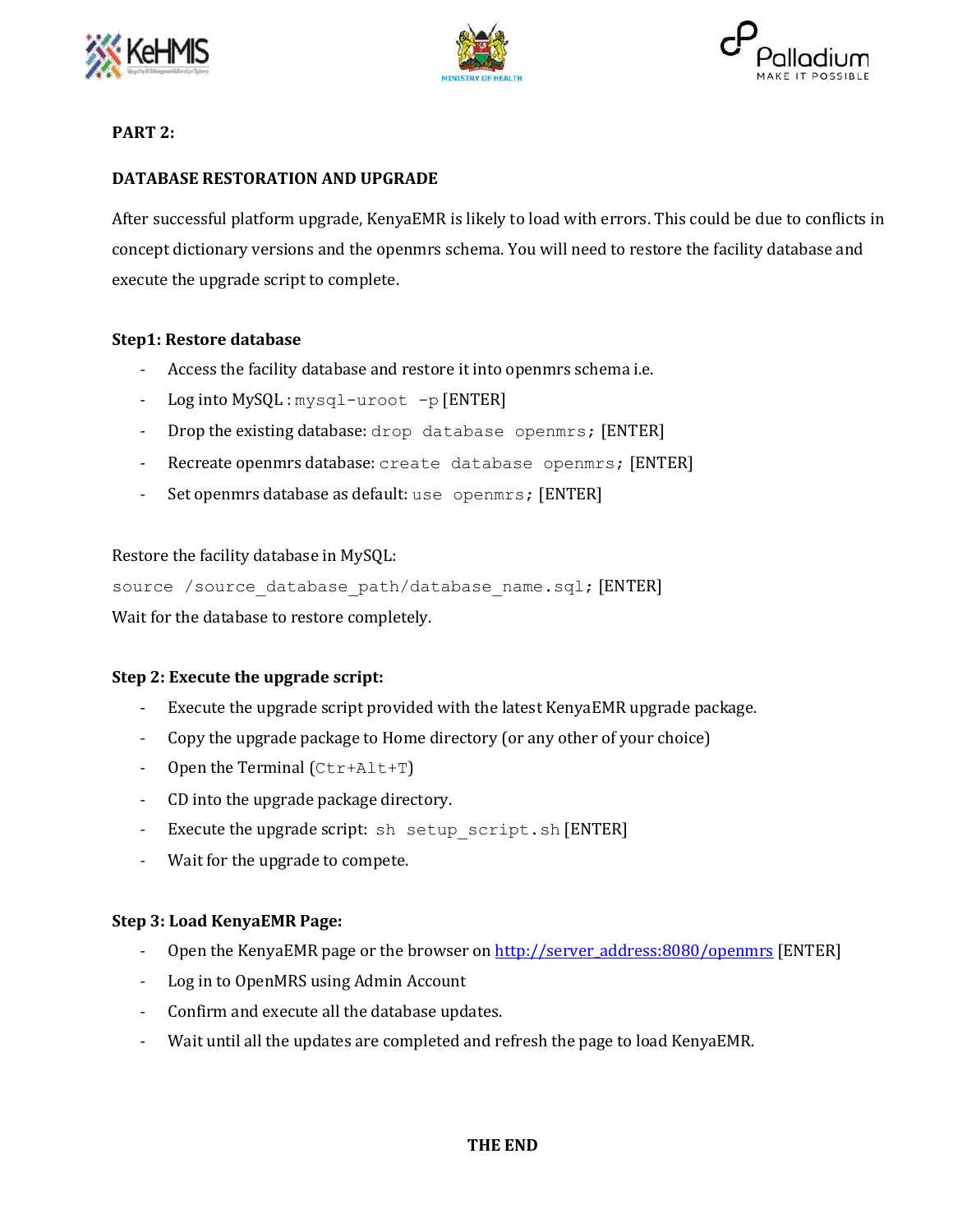**PART 2:**

**DATABASE RESTORATION AND UPGRADE**

After successful platform upgrade, KenyaEMR is likely to load with errors. This could be due to conflicts in concept dictionary versions and the openmrs schema. You will need to restore the facility database and execute the upgrade script to complete.

**Step1: Restore database**

- Access the facility database and restore it into openmrs schema i.e.
- Log into MySQL : `mysql-uroot -p` [ENTER]
- Drop the existing database: `drop database openmrs;` [ENTER]
- Recreate openmrs database: `create database openmrs;` [ENTER]
- Set openmrs database as default: `use openmrs;` [ENTER]

Restore the facility database in MySQL:

`source /source_database_path/database_name.sql;` [ENTER]

Wait for the database to restore completely.

**Step 2: Execute the upgrade script:**

- Execute the upgrade script provided with the latest KenyaEMR upgrade package.
- Copy the upgrade package to Home directory (or any other of your choice)
- Open the Terminal (`Ctr+Alt+T`)
- CD into the upgrade package directory.
- Execute the upgrade script: `sh setup_script.sh` [ENTER]
- Wait for the upgrade to compete.

**Step 3: Load KenyaEMR Page:**

- Open the KenyaEMR page or the browser on [http://server_address:8080/openmrs](http://server_address:8080/openmrs) [ENTER]
- Log in to OpenMRS using Admin Account
- Confirm and execute all the database updates.
- Wait until all the updates are completed and refresh the page to load KenyaEMR.

**THE END**